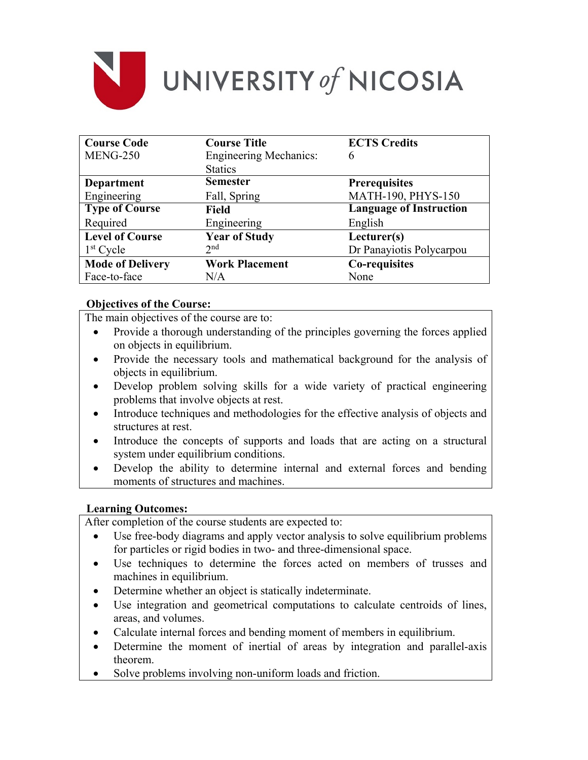UNIVERSITY of NICOSIA

| | | |
|---|---|---|
| **Course Code**<br>MENG-250 | **Course Title**<br>Engineering Mechanics: Statics | **ECTS Credits**<br>6 |
| **Department**<br>Engineering | **Semester**<br>Fall, Spring | **Prerequisites**<br>MATH-190, PHYS-150 |
| **Type of Course**<br>Required | **Field**<br>Engineering | **Language of Instruction**<br>English |
| **Level of Course**<br>1st Cycle | **Year of Study**<br>2nd | **Lecturer(s)**<br>Dr Panayiotis Polycarpou |
| **Mode of Delivery**<br>Face-to-face | **Work Placement**<br>N/A | **Co-requisites**<br>None |

**Objectives of the Course:**

The main objectives of the course are to:

- Provide a thorough understanding of the principles governing the forces applied on objects in equilibrium.
- Provide the necessary tools and mathematical background for the analysis of objects in equilibrium.
- Develop problem solving skills for a wide variety of practical engineering problems that involve objects at rest.
- Introduce techniques and methodologies for the effective analysis of objects and structures at rest.
- Introduce the concepts of supports and loads that are acting on a structural system under equilibrium conditions.
- Develop the ability to determine internal and external forces and bending moments of structures and machines.

**Learning Outcomes:**

After completion of the course students are expected to:

- Use free-body diagrams and apply vector analysis to solve equilibrium problems for particles or rigid bodies in two- and three-dimensional space.
- Use techniques to determine the forces acted on members of trusses and machines in equilibrium.
- Determine whether an object is statically indeterminate.
- Use integration and geometrical computations to calculate centroids of lines, areas, and volumes.
- Calculate internal forces and bending moment of members in equilibrium.
- Determine the moment of inertial of areas by integration and parallel-axis theorem.
- Solve problems involving non-uniform loads and friction.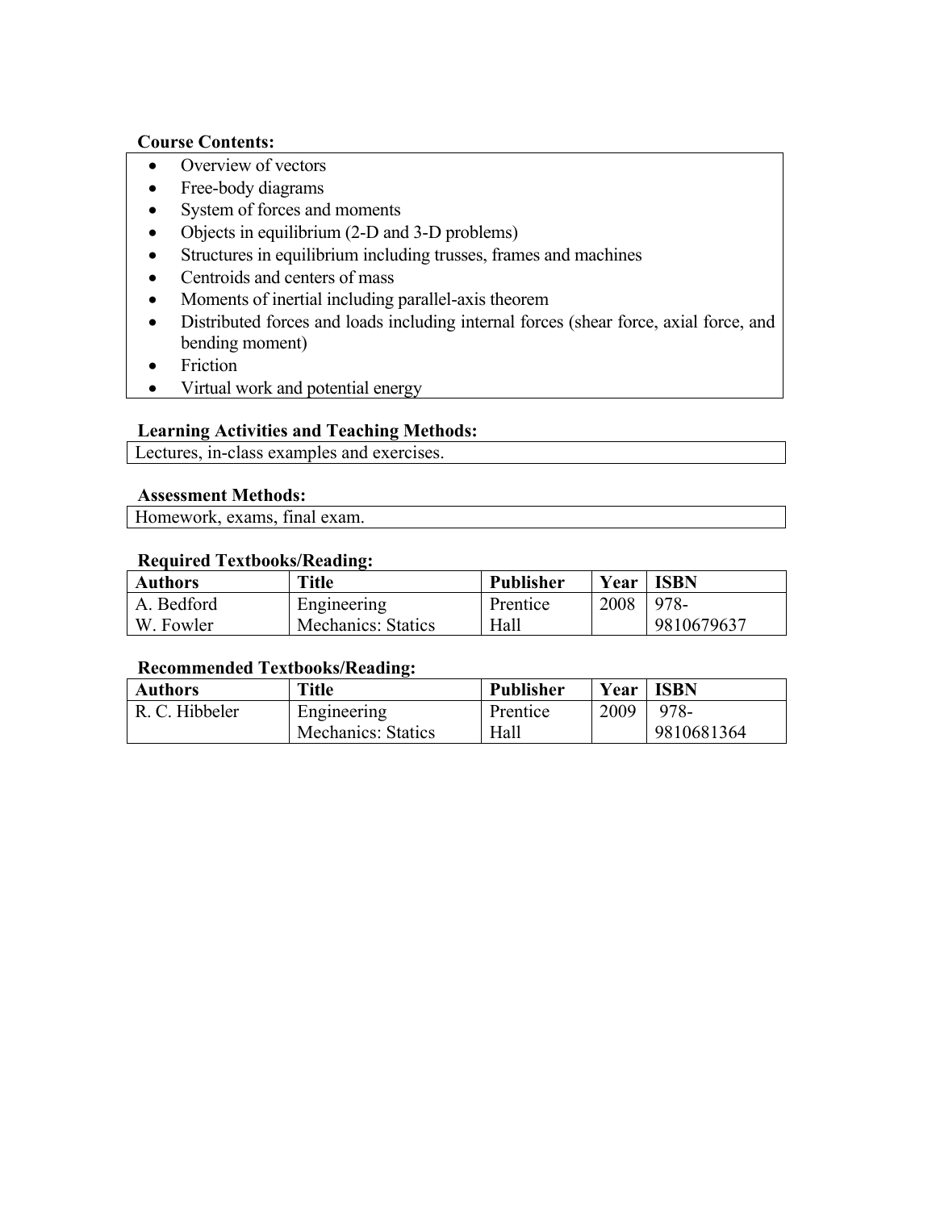**Course Contents:**

- Overview of vectors
- Free-body diagrams
- System of forces and moments
- Objects in equilibrium (2-D and 3-D problems)
- Structures in equilibrium including trusses, frames and machines
- Centroids and centers of mass
- Moments of inertial including parallel-axis theorem
- Distributed forces and loads including internal forces (shear force, axial force, and bending moment)
- Friction
- Virtual work and potential energy

**Learning Activities and Teaching Methods:**

Lectures, in-class examples and exercises.

**Assessment Methods:**

Homework, exams, final exam.

**Required Textbooks/Reading:**

| Authors | Title | Publisher | Year | ISBN |
|---|---|---|---|---|
| A. Bedford W. Fowler | Engineering Mechanics: Statics | Prentice Hall | 2008 | 978-9810679637 |

**Recommended Textbooks/Reading:**

| Authors | Title | Publisher | Year | ISBN |
|---|---|---|---|---|
| R. C. Hibbeler | Engineering Mechanics: Statics | Prentice Hall | 2009 | 978-9810681364 |